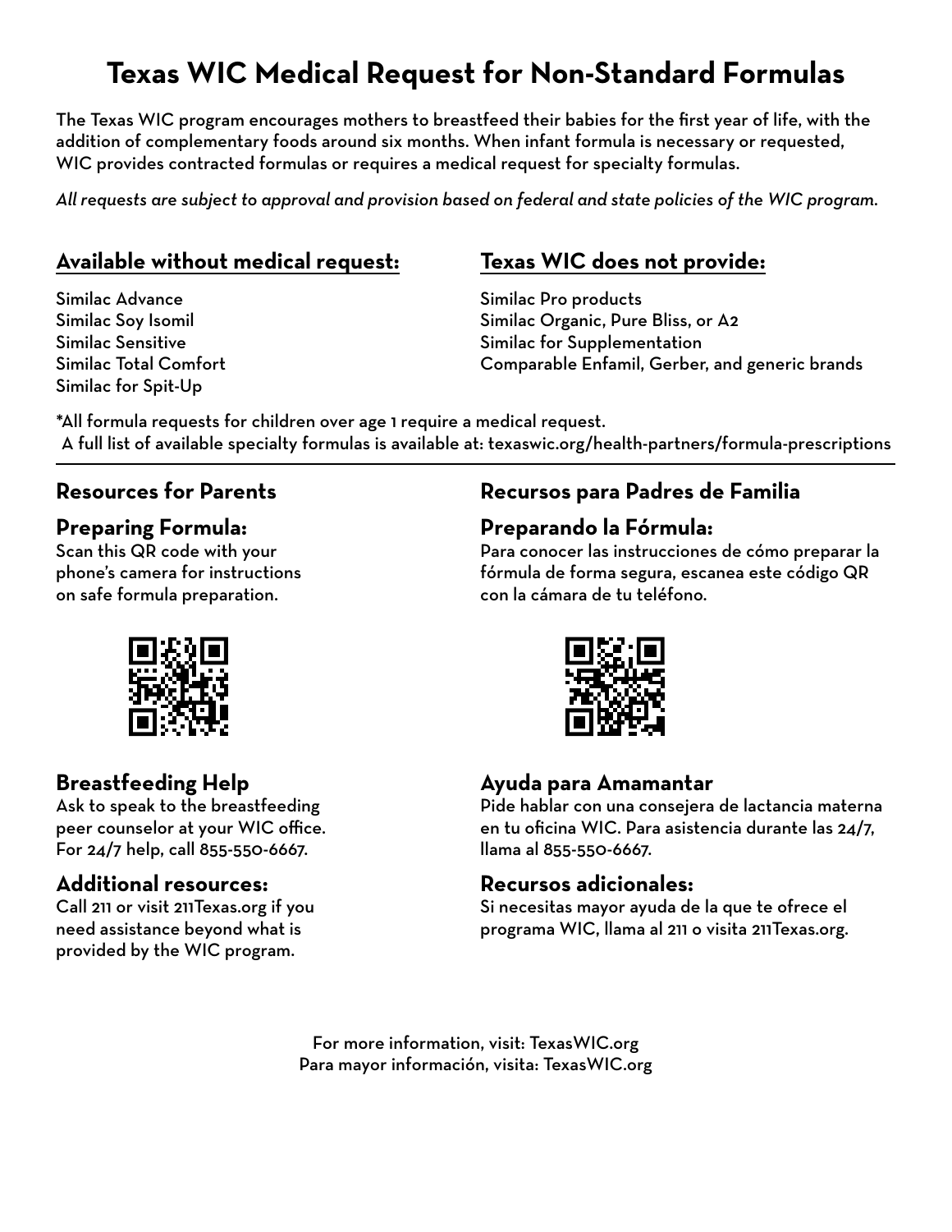# Texas WIC Medical Request for Non-Standard Formulas

The Texas WIC program encourages mothers to breastfeed their babies for the first year of life, with the addition of complementary foods around six months. When infant formula is necessary or requested, WIC provides contracted formulas or requires a medical request for specialty formulas.

*All requests are subject to approval and provision based on federal and state policies of the WIC program.*

## Available without medical request:

Similac Advance
Similac Soy Isomil
Similac Sensitive
Similac Total Comfort
Similac for Spit-Up

## Texas WIC does not provide:

Similac Pro products
Similac Organic, Pure Bliss, or A2
Similac for Supplementation
Comparable Enfamil, Gerber, and generic brands

*All formula requests for children over age 1 require a medical request.
A full list of available specialty formulas is available at: texaswic.org/health-partners/formula-prescriptions

---

## Resources for Parents

### Preparing Formula:

Scan this QR code with your phone's camera for instructions on safe formula preparation.

### Breastfeeding Help

Ask to speak to the breastfeeding peer counselor at your WIC office. For 24/7 help, call 855-550-6667.

### Additional resources:

Call 211 or visit 211Texas.org if you need assistance beyond what is provided by the WIC program.

## Recursos para Padres de Familia

### Preparando la Fórmula:

Para conocer las instrucciones de cómo preparar la fórmula de forma segura, escanea este código QR con la cámara de tu teléfono.

### Ayuda para Amamantar

Pide hablar con una consejera de lactancia materna en tu oficina WIC. Para asistencia durante las 24/7, llama al 855-550-6667.

### Recursos adicionales:

Si necesitas mayor ayuda de la que te ofrece el programa WIC, llama al 211 o visita 211Texas.org.

For more information, visit: TexasWIC.org
Para mayor información, visita: TexasWIC.org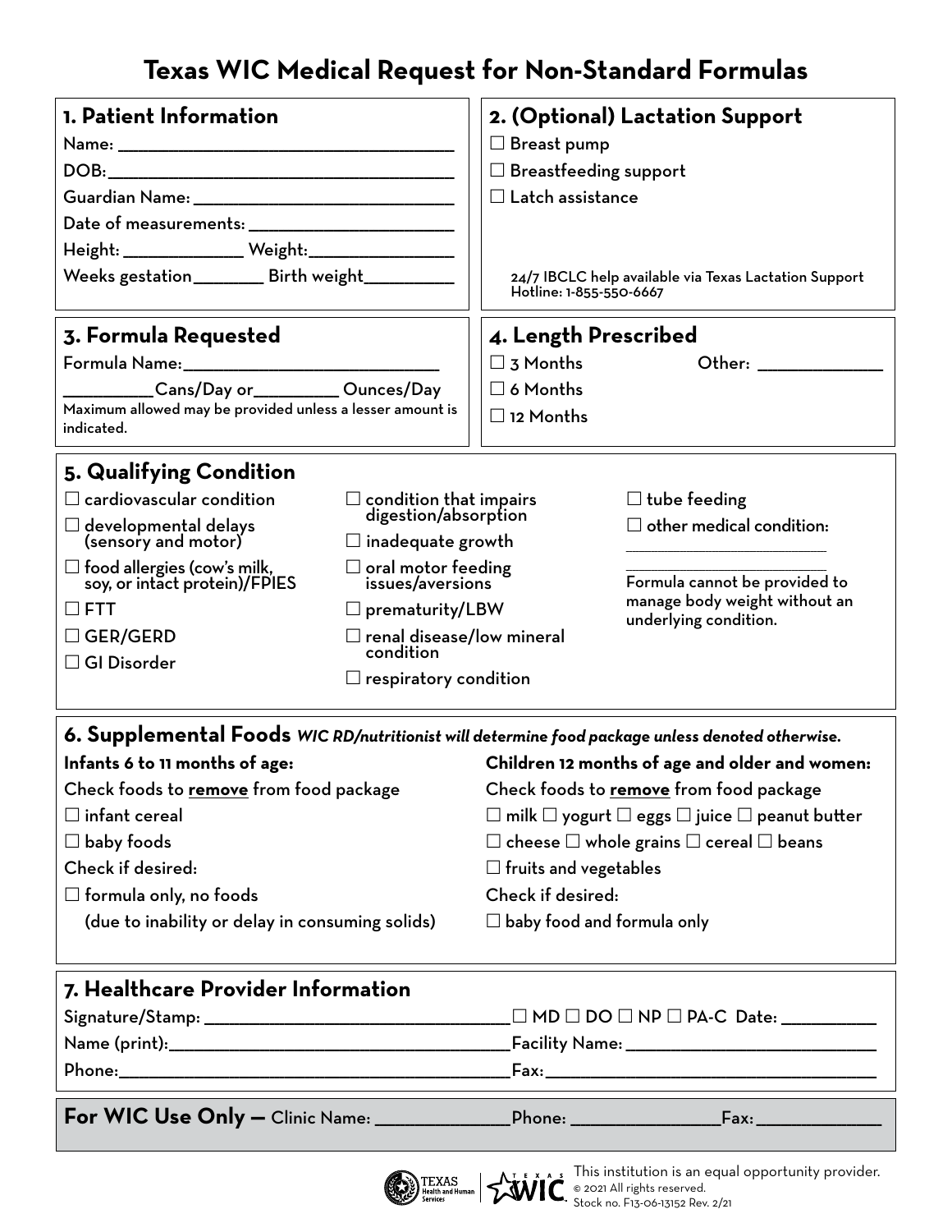# Texas WIC Medical Request for Non-Standard Formulas

## 1. Patient Information

Name: ___________________________________

DOB: ___________________________________

Guardian Name: ___________________________

Date of measurements: _____________________

Height: ____________ Weight: _______________

Weeks gestation________ Birth weight__________

## 2. (Optional) Lactation Support

☐ Breast pump

☐ Breastfeeding support

☐ Latch assistance

24/7 IBCLC help available via Texas Lactation Support Hotline: 1-855-550-6667

## 3. Formula Requested

Formula Name: ___________________________

_________Cans/Day or_________ Ounces/Day

Maximum allowed may be provided unless a lesser amount is indicated.

## 4. Length Prescribed

☐ 3 Months

☐ 6 Months

☐ 12 Months

Other: _____________

## 5. Qualifying Condition

☐ cardiovascular condition

☐ developmental delays (sensory and motor)

☐ food allergies (cow's milk, soy, or intact protein)/FPIES

☐ FTT

☐ GER/GERD

☐ GI Disorder

☐ condition that impairs digestion/absorption

☐ inadequate growth

☐ oral motor feeding issues/aversions

☐ prematurity/LBW

☐ renal disease/low mineral condition

☐ respiratory condition

☐ tube feeding

☐ other medical condition:

______________________

______________________

Formula cannot be provided to manage body weight without an underlying condition.

## 6. Supplemental Foods *WIC RD/nutritionist will determine food package unless denoted otherwise.*

**Infants 6 to 11 months of age:**

Check foods to **remove** from food package

☐ infant cereal

☐ baby foods

Check if desired:

☐ formula only, no foods

(due to inability or delay in consuming solids)

**Children 12 months of age and older and women:**

Check foods to **remove** from food package

☐ milk ☐ yogurt ☐ eggs ☐ juice ☐ peanut butter

☐ cheese ☐ whole grains ☐ cereal ☐ beans

☐ fruits and vegetables

Check if desired:

☐ baby food and formula only

## 7. Healthcare Provider Information

Signature/Stamp: _______________________________ ☐ MD ☐ DO ☐ NP ☐ PA-C Date: __________

Name (print): _________________________________ Facility Name: __________________________

Phone: _______________________________________ Fax: _________________________________

**For WIC Use Only —** Clinic Name: ______________ Phone: ________________ Fax: _____________

This institution is an equal opportunity provider.
© 2021 All rights reserved.
Stock no. F13-06-13152 Rev. 2/21